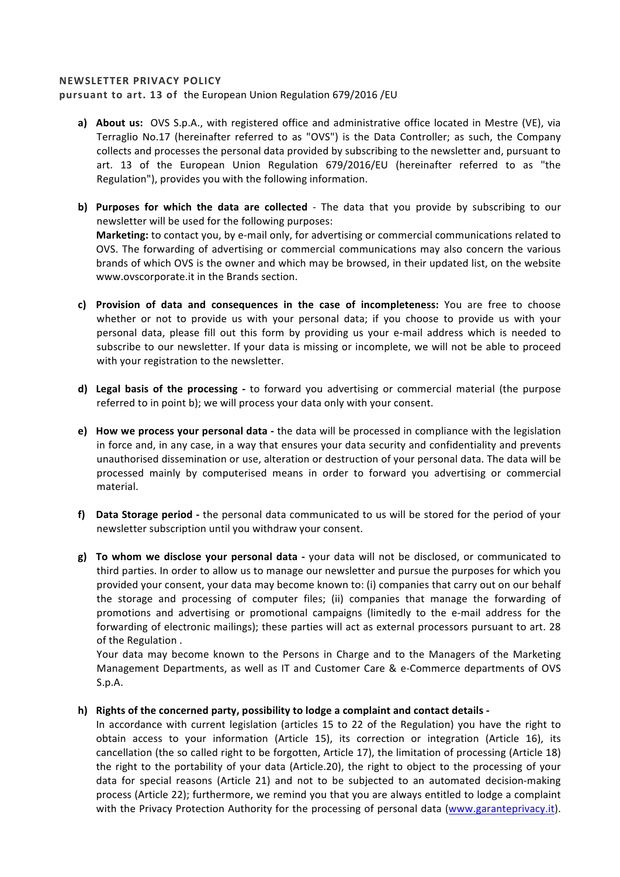**NEWSLETTER PRIVACY POLICY**
**pursuant to art. 13 of** the European Union Regulation 679/2016 /EU

a) **About us:** OVS S.p.A., with registered office and administrative office located in Mestre (VE), via Terraglio No.17 (hereinafter referred to as "OVS") is the Data Controller; as such, the Company collects and processes the personal data provided by subscribing to the newsletter and, pursuant to art. 13 of the European Union Regulation 679/2016/EU (hereinafter referred to as "the Regulation"), provides you with the following information.

b) **Purposes for which the data are collected** - The data that you provide by subscribing to our newsletter will be used for the following purposes:
**Marketing:** to contact you, by e-mail only, for advertising or commercial communications related to OVS. The forwarding of advertising or commercial communications may also concern the various brands of which OVS is the owner and which may be browsed, in their updated list, on the website www.ovscorporate.it in the Brands section.

c) **Provision of data and consequences in the case of incompleteness:** You are free to choose whether or not to provide us with your personal data; if you choose to provide us with your personal data, please fill out this form by providing us your e-mail address which is needed to subscribe to our newsletter. If your data is missing or incomplete, we will not be able to proceed with your registration to the newsletter.

d) **Legal basis of the processing -** to forward you advertising or commercial material (the purpose referred to in point b); we will process your data only with your consent.

e) **How we process your personal data -** the data will be processed in compliance with the legislation in force and, in any case, in a way that ensures your data security and confidentiality and prevents unauthorised dissemination or use, alteration or destruction of your personal data. The data will be processed mainly by computerised means in order to forward you advertising or commercial material.

f) **Data Storage period -** the personal data communicated to us will be stored for the period of your newsletter subscription until you withdraw your consent.

g) **To whom we disclose your personal data -** your data will not be disclosed, or communicated to third parties. In order to allow us to manage our newsletter and pursue the purposes for which you provided your consent, your data may become known to: (i) companies that carry out on our behalf the storage and processing of computer files; (ii) companies that manage the forwarding of promotions and advertising or promotional campaigns (limitedly to the e-mail address for the forwarding of electronic mailings); these parties will act as external processors pursuant to art. 28 of the Regulation .
Your data may become known to the Persons in Charge and to the Managers of the Marketing Management Departments, as well as IT and Customer Care & e-Commerce departments of OVS S.p.A.

h) **Rights of the concerned party, possibility to lodge a complaint and contact details -**
In accordance with current legislation (articles 15 to 22 of the Regulation) you have the right to obtain access to your information (Article 15), its correction or integration (Article 16), its cancellation (the so called right to be forgotten, Article 17), the limitation of processing (Article 18) the right to the portability of your data (Article.20), the right to object to the processing of your data for special reasons (Article 21) and not to be subjected to an automated decision-making process (Article 22); furthermore, we remind you that you are always entitled to lodge a complaint with the Privacy Protection Authority for the processing of personal data (www.garanteprivacy.it).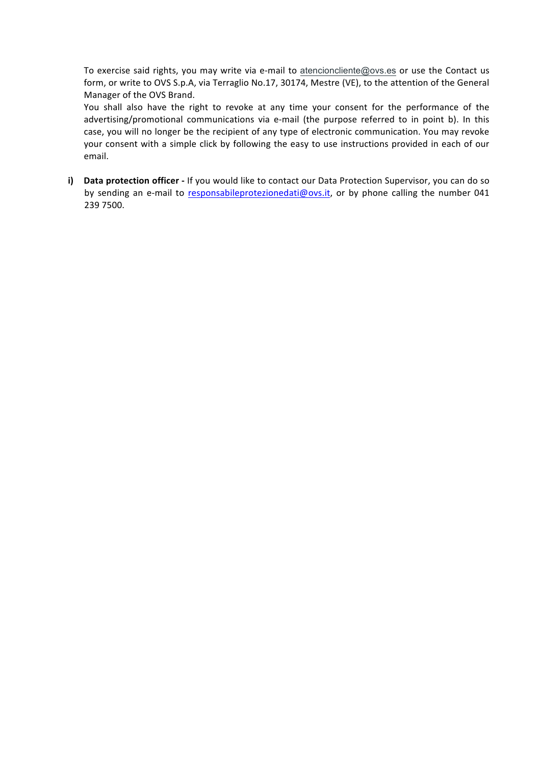To exercise said rights, you may write via e-mail to atencioncliente@ovs.es or use the Contact us form, or write to OVS S.p.A, via Terraglio No.17, 30174, Mestre (VE), to the attention of the General Manager of the OVS Brand.

You shall also have the right to revoke at any time your consent for the performance of the advertising/promotional communications via e-mail (the purpose referred to in point b). In this case, you will no longer be the recipient of any type of electronic communication. You may revoke your consent with a simple click by following the easy to use instructions provided in each of our email.

**i) Data protection officer -** If you would like to contact our Data Protection Supervisor, you can do so by sending an e-mail to responsabileprotezionedati@ovs.it, or by phone calling the number 041 239 7500.